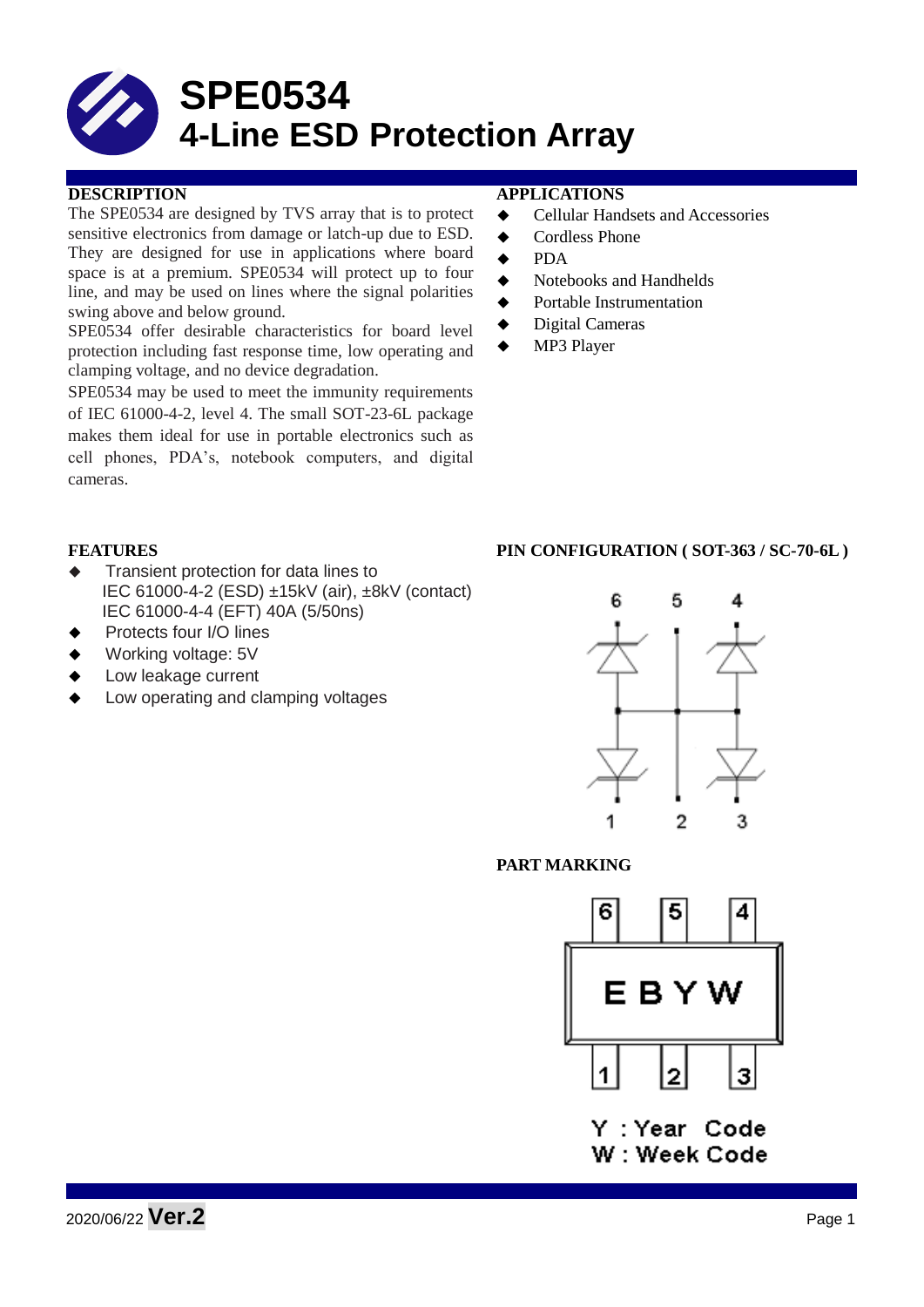# SPE0534
# 4-Line ESD Protection Array

## DESCRIPTION

The SPE0534 are designed by TVS array that is to protect sensitive electronics from damage or latch-up due to ESD. They are designed for use in applications where board space is at a premium. SPE0534 will protect up to four line, and may be used on lines where the signal polarities swing above and below ground.

SPE0534 offer desirable characteristics for board level protection including fast response time, low operating and clamping voltage, and no device degradation.

SPE0534 may be used to meet the immunity requirements of IEC 61000-4-2, level 4. The small SOT-23-6L package makes them ideal for use in portable electronics such as cell phones, PDA's, notebook computers, and digital cameras.

## APPLICATIONS

- Cellular Handsets and Accessories
- Cordless Phone
- PDA
- Notebooks and Handhelds
- Portable Instrumentation
- Digital Cameras
- MP3 Player

## FEATURES

- Transient protection for data lines to
  IEC 61000-4-2 (ESD) ±15kV (air), ±8kV (contact)
  IEC 61000-4-4 (EFT) 40A (5/50ns)
- Protects four I/O lines
- Working voltage: 5V
- Low leakage current
- Low operating and clamping voltages

## PIN CONFIGURATION ( SOT-363 / SC-70-6L )

## PART MARKING

EBYW

Y : Year Code
W : Week Code

2020/06/22 **Ver.2**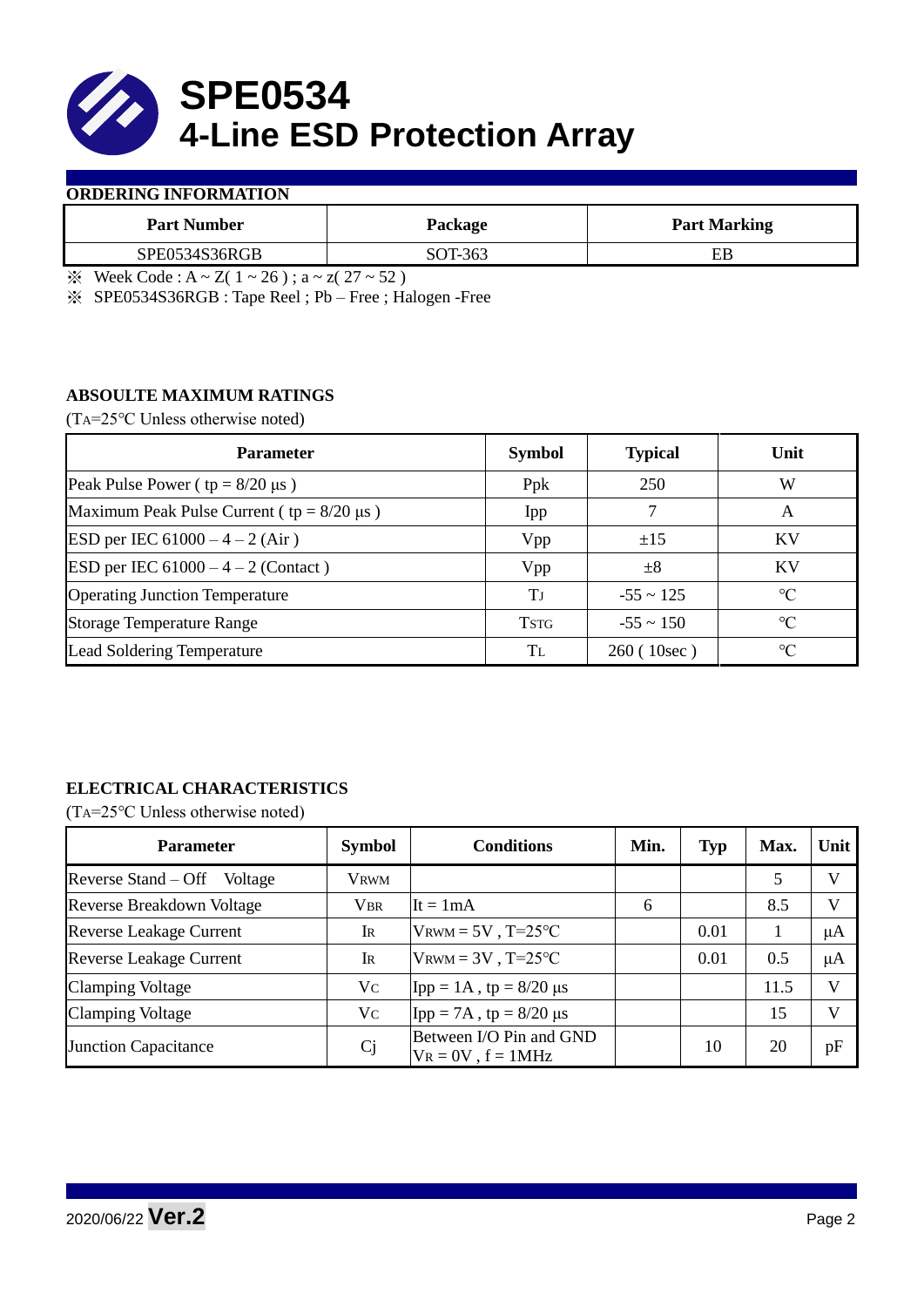# SPE0534
# 4-Line ESD Protection Array

## ORDERING INFORMATION

| Part Number | Package | Part Marking |
|---|---|---|
| SPE0534S36RGB | SOT-363 | EB |

※ Week Code : A ~ Z( 1 ~ 26 ) ; a ~ z( 27 ~ 52 )

※ SPE0534S36RGB : Tape Reel ; Pb – Free ; Halogen -Free

## ABSOULTE MAXIMUM RATINGS

($T_A$=25°C Unless otherwise noted)

| Parameter | Symbol | Typical | Unit |
|---|---|---|---|
| Peak Pulse Power ( tp = 8/20 μs ) | Ppk | 250 | W |
| Maximum Peak Pulse Current ( tp = 8/20 μs ) | Ipp | 7 | A |
| ESD per IEC 61000 – 4 – 2 (Air ) | Vpp | ±15 | KV |
| ESD per IEC 61000 – 4 – 2 (Contact ) | Vpp | ±8 | KV |
| Operating Junction Temperature | $T_J$ | -55 ~ 125 | °C |
| Storage Temperature Range | $T_{STG}$ | -55 ~ 150 | °C |
| Lead Soldering Temperature | $T_L$ | 260 ( 10sec ) | °C |

## ELECTRICAL CHARACTERISTICS

($T_A$=25°C Unless otherwise noted)

| Parameter | Symbol | Conditions | Min. | Typ | Max. | Unit |
|---|---|---|---|---|---|---|
| Reverse Stand – Off Voltage | $V_{RWM}$ | | | | 5 | V |
| Reverse Breakdown Voltage | $V_{BR}$ | It = 1mA | 6 | | 8.5 | V |
| Reverse Leakage Current | $I_R$ | $V_{RWM}$ = 5V , T=25°C | | 0.01 | 1 | μA |
| Reverse Leakage Current | $I_R$ | $V_{RWM}$ = 3V , T=25°C | | 0.01 | 0.5 | μA |
| Clamping Voltage | $V_C$ | Ipp = 1A , tp = 8/20 μs | | | 11.5 | V |
| Clamping Voltage | $V_C$ | Ipp = 7A , tp = 8/20 μs | | | 15 | V |
| Junction Capacitance | Cj | Between I/O Pin and GND $V_R$ = 0V , f = 1MHz | | 10 | 20 | pF |

2020/06/22 **Ver.2**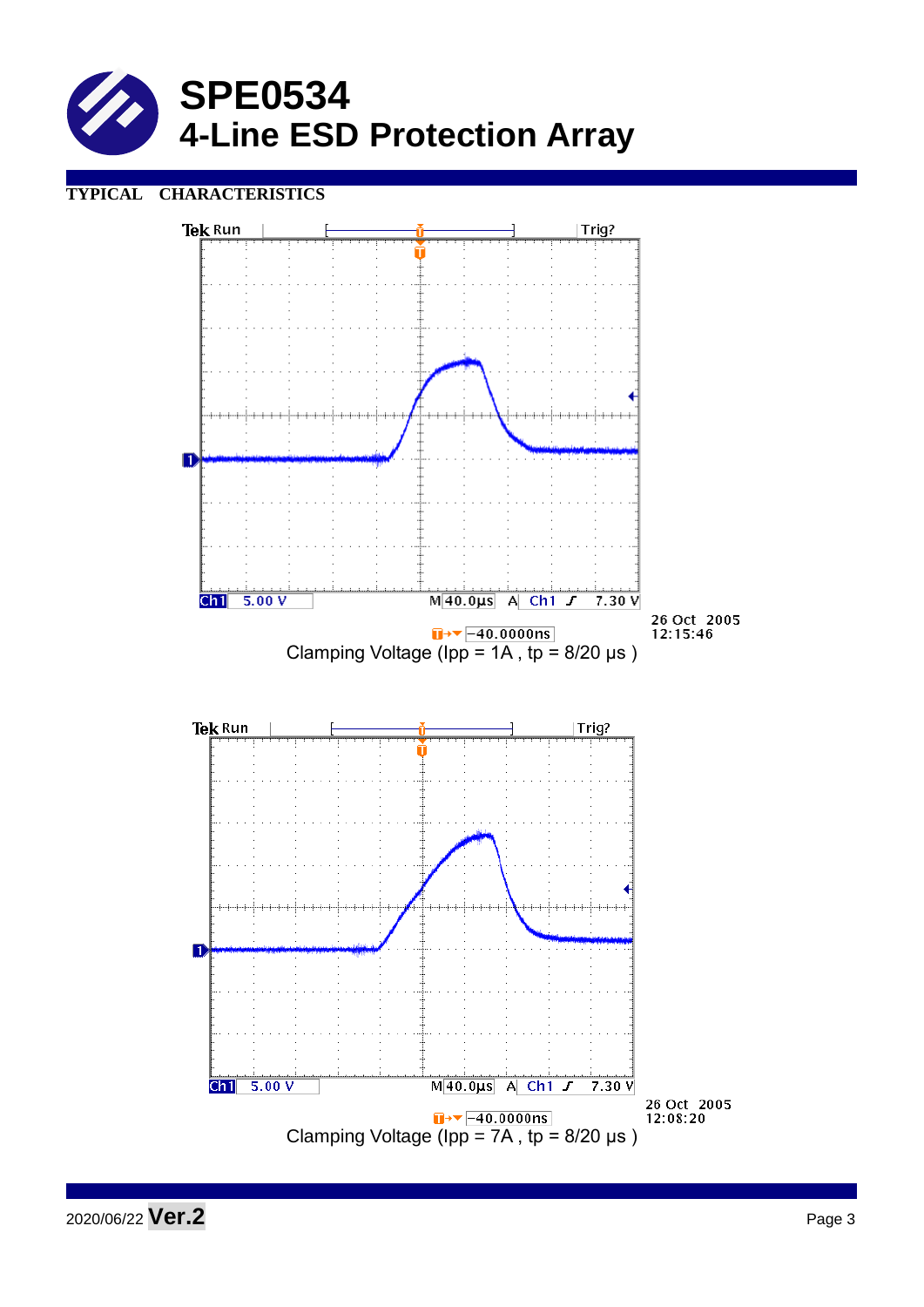# SPE0534
## 4-Line ESD Protection Array

**TYPICAL CHARACTERISTICS**

Tek Run Trig?

Ch1 5.00 V M 40.0μs A Ch1 ƒ 7.30 V

−40.0000ns

26 Oct 2005
12:15:46

Clamping Voltage (Ipp = 1A , tp = 8/20 μs )

Tek Run Trig?

Ch1 5.00 V M 40.0μs A Ch1 ƒ 7.30 V

−40.0000ns

26 Oct 2005
12:08:20

Clamping Voltage (Ipp = 7A , tp = 8/20 μs )

2020/06/22 **Ver.2**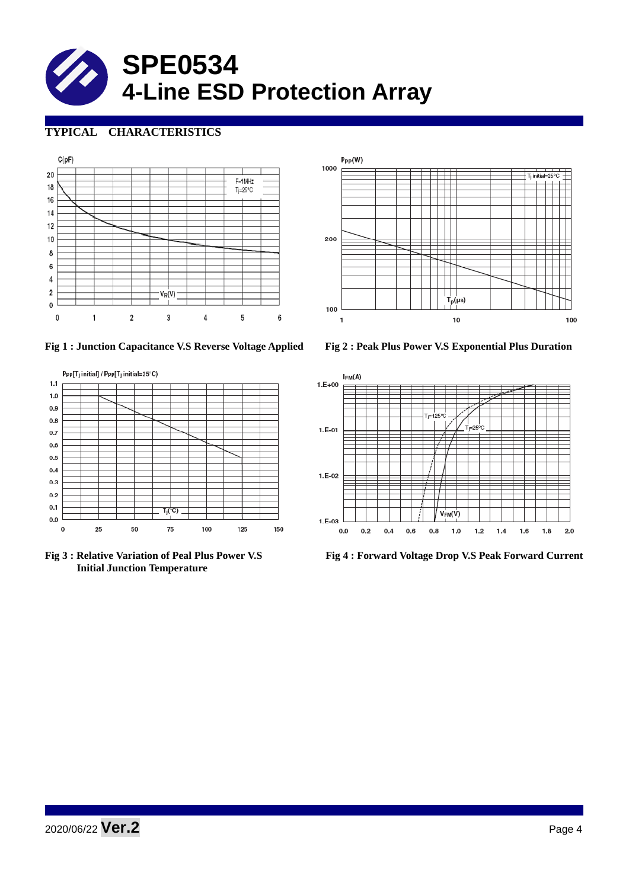# SPE0534
# 4-Line ESD Protection Array

## TYPICAL CHARACTERISTICS

Fig 1 : Junction Capacitance V.S Reverse Voltage Applied

Fig 2 : Peak Plus Power V.S Exponential Plus Duration

Fig 3 : Relative Variation of Peal Plus Power V.S Initial Junction Temperature

Fig 4 : Forward Voltage Drop V.S Peak Forward Current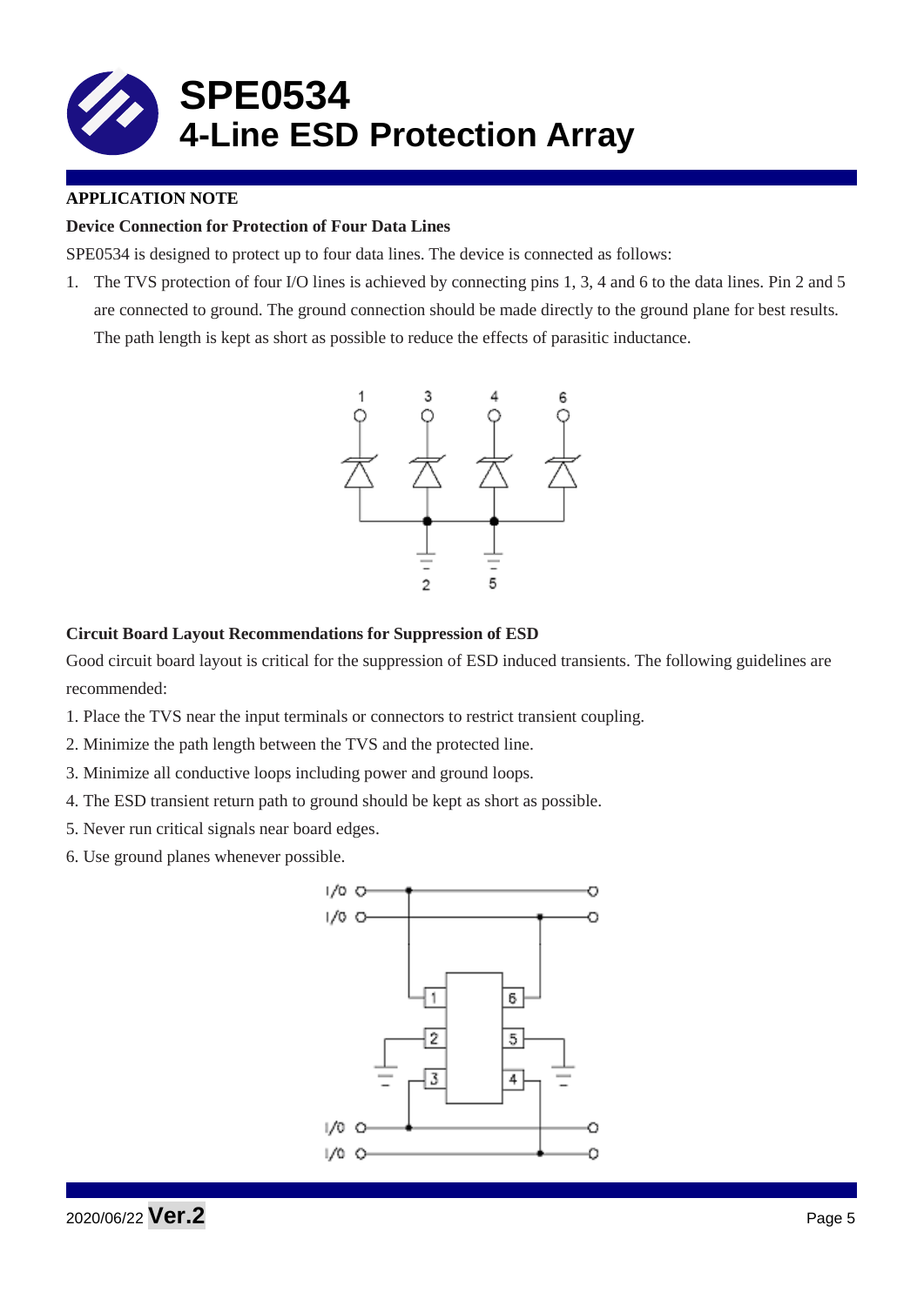# SPE0534
# 4-Line ESD Protection Array

**APPLICATION NOTE**

**Device Connection for Protection of Four Data Lines**

SPE0534 is designed to protect up to four data lines. The device is connected as follows:

1. The TVS protection of four I/O lines is achieved by connecting pins 1, 3, 4 and 6 to the data lines. Pin 2 and 5 are connected to ground. The ground connection should be made directly to the ground plane for best results. The path length is kept as short as possible to reduce the effects of parasitic inductance.

**Circuit Board Layout Recommendations for Suppression of ESD**

Good circuit board layout is critical for the suppression of ESD induced transients. The following guidelines are recommended:

1. Place the TVS near the input terminals or connectors to restrict transient coupling.
2. Minimize the path length between the TVS and the protected line.
3. Minimize all conductive loops including power and ground loops.
4. The ESD transient return path to ground should be kept as short as possible.
5. Never run critical signals near board edges.
6. Use ground planes whenever possible.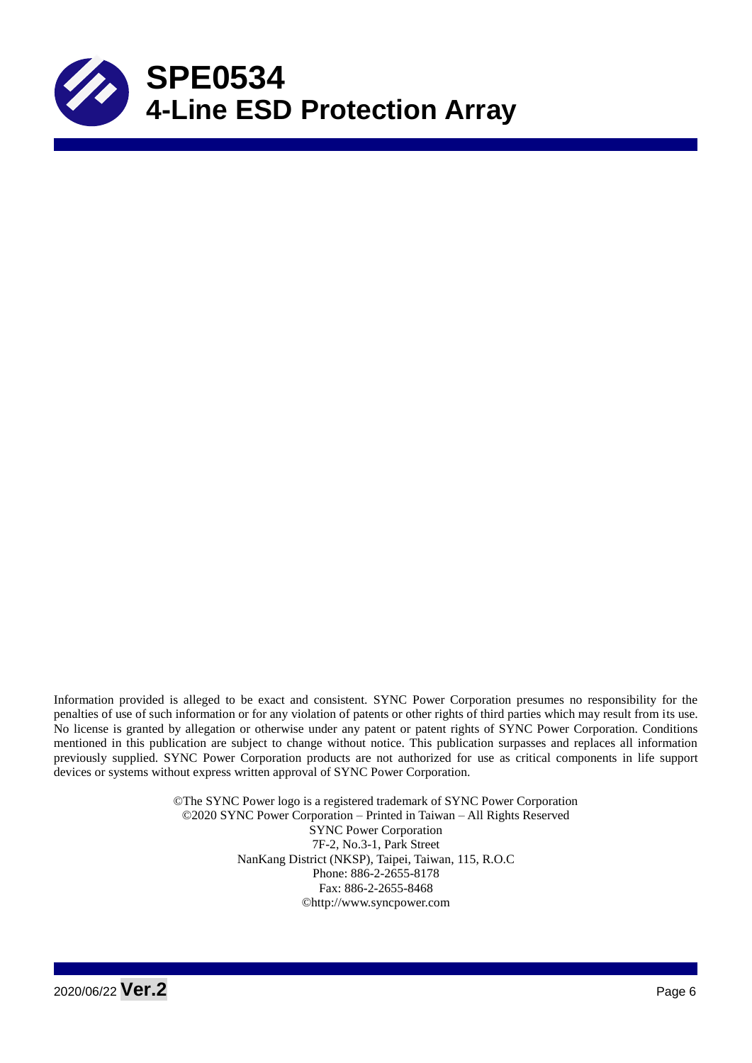Information provided is alleged to be exact and consistent. SYNC Power Corporation presumes no responsibility for the penalties of use of such information or for any violation of patents or other rights of third parties which may result from its use. No license is granted by allegation or otherwise under any patent or patent rights of SYNC Power Corporation. Conditions mentioned in this publication are subject to change without notice. This publication surpasses and replaces all information previously supplied. SYNC Power Corporation products are not authorized for use as critical components in life support devices or systems without express written approval of SYNC Power Corporation.

©The SYNC Power logo is a registered trademark of SYNC Power Corporation
©2020 SYNC Power Corporation – Printed in Taiwan – All Rights Reserved
SYNC Power Corporation
7F-2, No.3-1, Park Street
NanKang District (NKSP), Taipei, Taiwan, 115, R.O.C
Phone: 886-2-2655-8178
Fax: 886-2-2655-8468
©http://www.syncpower.com